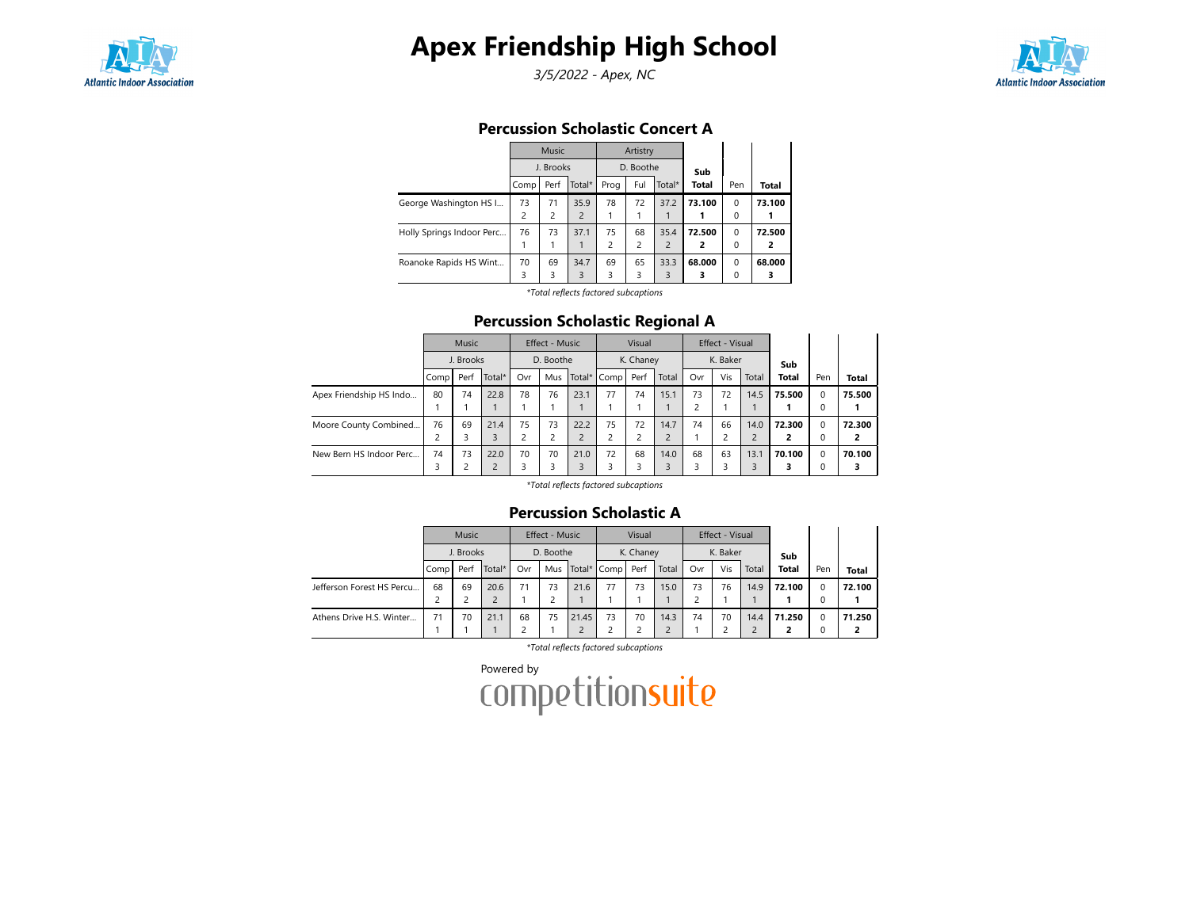# Apex Friendship High School

*3/5/2022 - Apex, NC*

## Percussion Scholastic Concert A

| | Music | | | Artistry | | | Sub Total | Pen | Total |
|---|---|---|---|---|---|---|---|---|---|
| | J. Brooks | | | D. Boothe | | | | | |
| | Comp | Perf | Total* | Prog | Ful | Total* | | | |
| George Washington HS I... | 73<br>2 | 71<br>2 | 35.9<br>2 | 78<br>1 | 72<br>1 | 37.2<br>1 | **73.100**<br>**1** | 0<br>0 | **73.100**<br>**1** |
| Holly Springs Indoor Perc... | 76<br>1 | 73<br>1 | 37.1<br>1 | 75<br>2 | 68<br>2 | 35.4<br>2 | **72.500**<br>**2** | 0<br>0 | **72.500**<br>**2** |
| Roanoke Rapids HS Wint... | 70<br>3 | 69<br>3 | 34.7<br>3 | 69<br>3 | 65<br>3 | 33.3<br>3 | **68.000**<br>**3** | 0<br>0 | **68.000**<br>**3** |

*\*Total reflects factored subcaptions*

## Percussion Scholastic Regional A

| | Music | | | Effect - Music | | | Visual | | | Effect - Visual | | | Sub Total | Pen | Total |
|---|---|---|---|---|---|---|---|---|---|---|---|---|---|---|---|
| | J. Brooks | | | D. Boothe | | | K. Chaney | | | K. Baker | | | | | |
| | Comp | Perf | Total* | Ovr | Mus | Total* | Comp | Perf | Total | Ovr | Vis | Total | | | |
| Apex Friendship HS Indo... | 80<br>1 | 74<br>1 | 22.8<br>1 | 78<br>1 | 76<br>1 | 23.1<br>1 | 77<br>1 | 74<br>1 | 15.1<br>1 | 73<br>2 | 72<br>1 | 14.5<br>1 | **75.500**<br>**1** | 0<br>0 | **75.500**<br>**1** |
| Moore County Combined... | 76<br>2 | 69<br>3 | 21.4<br>3 | 75<br>2 | 73<br>2 | 22.2<br>2 | 75<br>2 | 72<br>2 | 14.7<br>2 | 74<br>1 | 66<br>2 | 14.0<br>2 | **72.300**<br>**2** | 0<br>0 | **72.300**<br>**2** |
| New Bern HS Indoor Perc... | 74<br>3 | 73<br>2 | 22.0<br>2 | 70<br>3 | 70<br>3 | 21.0<br>3 | 72<br>3 | 68<br>3 | 14.0<br>3 | 68<br>3 | 63<br>3 | 13.1<br>3 | **70.100**<br>**3** | 0<br>0 | **70.100**<br>**3** |

*\*Total reflects factored subcaptions*

## Percussion Scholastic A

| | Music | | | Effect - Music | | | Visual | | | Effect - Visual | | | Sub Total | Pen | Total |
|---|---|---|---|---|---|---|---|---|---|---|---|---|---|---|---|
| | J. Brooks | | | D. Boothe | | | K. Chaney | | | K. Baker | | | | | |
| | Comp | Perf | Total* | Ovr | Mus | Total* | Comp | Perf | Total | Ovr | Vis | Total | | | |
| Jefferson Forest HS Percu... | 68<br>2 | 69<br>2 | 20.6<br>2 | 71<br>1 | 73<br>2 | 21.6<br>1 | 77<br>1 | 73<br>1 | 15.0<br>1 | 73<br>2 | 76<br>1 | 14.9<br>1 | **72.100**<br>**1** | 0<br>0 | **72.100**<br>**1** |
| Athens Drive H.S. Winter... | 71<br>1 | 70<br>1 | 21.1<br>1 | 68<br>2 | 75<br>1 | 21.45<br>2 | 73<br>2 | 70<br>2 | 14.3<br>2 | 74<br>1 | 70<br>2 | 14.4<br>2 | **71.250**<br>**2** | 0<br>0 | **71.250**<br>**2** |

*\*Total reflects factored subcaptions*

Powered by competitionsuite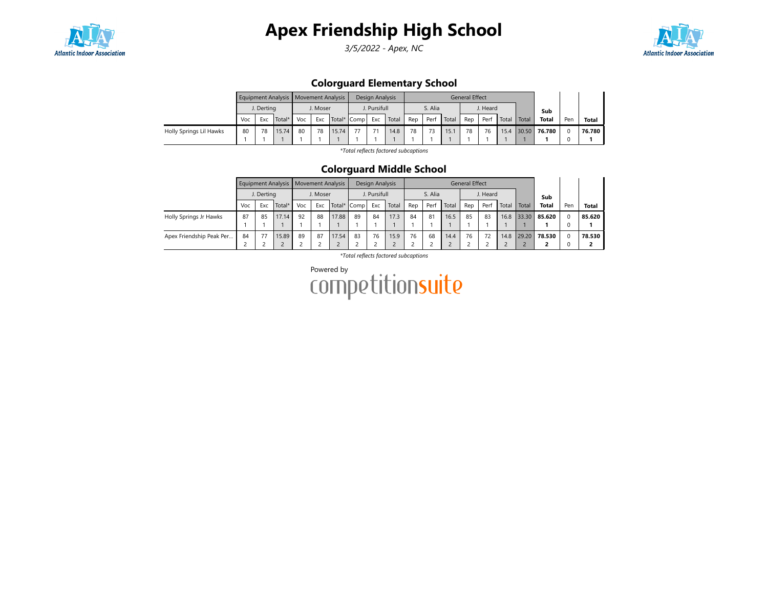# Apex Friendship High School

*3/5/2022 - Apex, NC*

## Colorguard Elementary School

| | Equipment Analysis | | | Movement Analysis | | | Design Analysis | | | General Effect | | | | | | | | | |
|---|---|---|---|---|---|---|---|---|---|---|---|---|---|---|---|---|---|---|---|
| | J. Derting | | | J. Moser | | | J. Pursifull | | | S. Alia | | | J. Heard | | | | Sub | | |
| | Voc | Exc | Total* | Voc | Exc | Total* | Comp | Exc | Total | Rep | Perf | Total | Rep | Perf | Total | Total | Total | Pen | Total |
| Holly Springs Lil Hawks | 80<br>1 | 78<br>1 | 15.74<br>1 | 80<br>1 | 78<br>1 | 15.74<br>1 | 77<br>1 | 71<br>1 | 14.8<br>1 | 78<br>1 | 73<br>1 | 15.1<br>1 | 78<br>1 | 76<br>1 | 15.4<br>1 | 30.50<br>1 | **76.780**<br>**1** | 0<br>0 | **76.780**<br>**1** |

*\*Total reflects factored subcaptions*

## Colorguard Middle School

| | Equipment Analysis | | | Movement Analysis | | | Design Analysis | | | General Effect | | | | | | | | | |
|---|---|---|---|---|---|---|---|---|---|---|---|---|---|---|---|---|---|---|---|
| | J. Derting | | | J. Moser | | | J. Pursifull | | | S. Alia | | | J. Heard | | | | Sub | | |
| | Voc | Exc | Total* | Voc | Exc | Total* | Comp | Exc | Total | Rep | Perf | Total | Rep | Perf | Total | Total | Total | Pen | Total |
| Holly Springs Jr Hawks | 87<br>1 | 85<br>1 | 17.14<br>1 | 92<br>1 | 88<br>1 | 17.88<br>1 | 89<br>1 | 84<br>1 | 17.3<br>1 | 84<br>1 | 81<br>1 | 16.5<br>1 | 85<br>1 | 83<br>1 | 16.8<br>1 | 33.30<br>1 | **85.620**<br>**1** | 0<br>0 | **85.620**<br>**1** |
| Apex Friendship Peak Per... | 84<br>2 | 77<br>2 | 15.89<br>2 | 89<br>2 | 87<br>2 | 17.54<br>2 | 83<br>2 | 76<br>2 | 15.9<br>2 | 76<br>2 | 68<br>2 | 14.4<br>2 | 76<br>2 | 72<br>2 | 14.8<br>2 | 29.20<br>2 | **78.530**<br>**2** | 0<br>0 | **78.530**<br>**2** |

*\*Total reflects factored subcaptions*

Powered by competitionsuite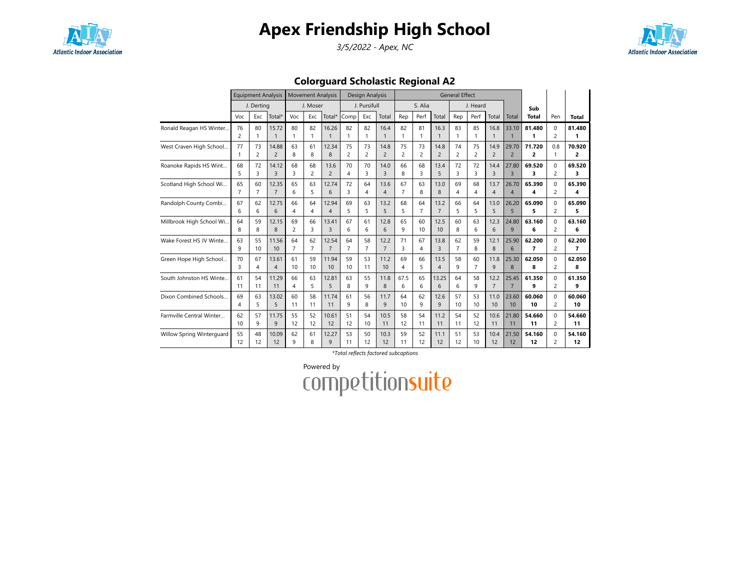# Apex Friendship High School

*3/5/2022 - Apex, NC*

## Colorguard Scholastic Regional A2

| | Equipment Analysis | | | Movement Analysis | | | Design Analysis | | | General Effect | | | | | | | Sub | | |
|---|---|---|---|---|---|---|---|---|---|---|---|---|---|---|---|---|---|---|---|
| | J. Derting | | | J. Moser | | | J. Pursifull | | | S. Alia | | | J. Heard | | | | | | |
| | Voc | Exc | Total* | Voc | Exc | Total* | Comp | Exc | Total | Rep | Perf | Total | Rep | Perf | Total | Total | Total | Pen | Total |
| Ronald Reagan HS Winter... | 76<br>2 | 80<br>1 | 15.72<br>1 | 80<br>1 | 82<br>1 | 16.26<br>1 | 82<br>1 | 82<br>1 | 16.4<br>1 | 82<br>1 | 81<br>1 | 16.3<br>1 | 83<br>1 | 85<br>1 | 16.8<br>1 | 33.10<br>1 | **81.480**<br>**1** | 0<br>2 | **81.480**<br>**1** |
| West Craven High School... | 77<br>1 | 73<br>2 | 14.88<br>2 | 63<br>8 | 61<br>8 | 12.34<br>8 | 75<br>2 | 73<br>2 | 14.8<br>2 | 75<br>2 | 73<br>2 | 14.8<br>2 | 74<br>2 | 75<br>2 | 14.9<br>2 | 29.70<br>2 | **71.720**<br>**2** | 0.8<br>1 | **70.920**<br>**2** |
| Roanoke Rapids HS Wint... | 68<br>5 | 72<br>3 | 14.12<br>3 | 68<br>3 | 68<br>2 | 13.6<br>2 | 70<br>4 | 70<br>3 | 14.0<br>3 | 66<br>8 | 68<br>3 | 13.4<br>5 | 72<br>3 | 72<br>3 | 14.4<br>3 | 27.80<br>3 | **69.520**<br>**3** | 0<br>2 | **69.520**<br>**3** |
| Scotland High School Wi... | 65<br>7 | 60<br>7 | 12.35<br>7 | 65<br>6 | 63<br>5 | 12.74<br>6 | 72<br>3 | 64<br>4 | 13.6<br>4 | 67<br>7 | 63<br>8 | 13.0<br>8 | 69<br>4 | 68<br>4 | 13.7<br>4 | 26.70<br>4 | **65.390**<br>**4** | 0<br>2 | **65.390**<br>**4** |
| Randolph County Combi... | 67<br>6 | 62<br>6 | 12.75<br>6 | 66<br>4 | 64<br>4 | 12.94<br>4 | 69<br>5 | 63<br>5 | 13.2<br>5 | 68<br>5 | 64<br>7 | 13.2<br>7 | 66<br>5 | 64<br>5 | 13.0<br>5 | 26.20<br>5 | **65.090**<br>**5** | 0<br>2 | **65.090**<br>**5** |
| Millbrook High School Wi... | 64<br>8 | 59<br>8 | 12.15<br>8 | 69<br>2 | 66<br>3 | 13.41<br>3 | 67<br>6 | 61<br>6 | 12.8<br>6 | 65<br>9 | 60<br>10 | 12.5<br>10 | 60<br>8 | 63<br>6 | 12.3<br>6 | 24.80<br>9 | **63.160**<br>**6** | 0<br>2 | **63.160**<br>**6** |
| Wake Forest HS JV Winte... | 63<br>9 | 55<br>10 | 11.56<br>10 | 64<br>7 | 62<br>7 | 12.54<br>7 | 64<br>7 | 58<br>7 | 12.2<br>7 | 71<br>3 | 67<br>4 | 13.8<br>3 | 62<br>7 | 59<br>8 | 12.1<br>8 | 25.90<br>6 | **62.200**<br>**7** | 0<br>2 | **62.200**<br>**7** |
| Green Hope High School... | 70<br>3 | 67<br>4 | 13.61<br>4 | 61<br>10 | 59<br>10 | 11.94<br>10 | 59<br>10 | 53<br>11 | 11.2<br>10 | 69<br>4 | 66<br>5 | 13.5<br>4 | 58<br>9 | 60<br>7 | 11.8<br>9 | 25.30<br>8 | **62.050**<br>**8** | 0<br>2 | **62.050**<br>**8** |
| South Johnston HS Winte... | 61<br>11 | 54<br>11 | 11.29<br>11 | 66<br>4 | 63<br>5 | 12.81<br>5 | 63<br>8 | 55<br>9 | 11.8<br>8 | 67.5<br>6 | 65<br>6 | 13.25<br>6 | 64<br>6 | 58<br>9 | 12.2<br>7 | 25.45<br>7 | **61.350**<br>**9** | 0<br>2 | **61.350**<br>**9** |
| Dixon Combined Schools... | 69<br>4 | 63<br>5 | 13.02<br>5 | 60<br>11 | 58<br>11 | 11.74<br>11 | 61<br>9 | 56<br>8 | 11.7<br>9 | 64<br>10 | 62<br>9 | 12.6<br>9 | 57<br>10 | 53<br>10 | 11.0<br>10 | 23.60<br>10 | **60.060**<br>**10** | 0<br>2 | **60.060**<br>**10** |
| Farmville Central Winter... | 62<br>10 | 57<br>9 | 11.75<br>9 | 55<br>12 | 52<br>12 | 10.61<br>12 | 51<br>12 | 54<br>10 | 10.5<br>11 | 58<br>12 | 54<br>11 | 11.2<br>11 | 54<br>11 | 52<br>12 | 10.6<br>11 | 21.80<br>11 | **54.660**<br>**11** | 0<br>2 | **54.660**<br>**11** |
| Willow Spring Winterguard | 55<br>12 | 48<br>12 | 10.09<br>12 | 62<br>9 | 61<br>8 | 12.27<br>9 | 53<br>11 | 50<br>12 | 10.3<br>12 | 59<br>11 | 52<br>12 | 11.1<br>12 | 51<br>12 | 53<br>10 | 10.4<br>12 | 21.50<br>12 | **54.160**<br>**12** | 0<br>2 | **54.160**<br>**12** |

*\*Total reflects factored subcaptions*

Powered by competitionsuite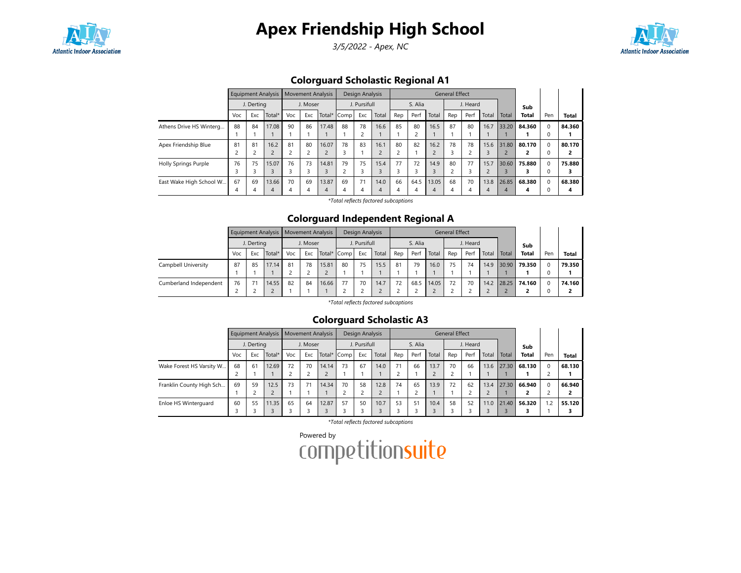# Apex Friendship High School

*3/5/2022 - Apex, NC*

## Colorguard Scholastic Regional A1

| | Equipment Analysis | | | Movement Analysis | | | Design Analysis | | | General Effect | | | | | | | Sub | Pen | Total |
|---|---|---|---|---|---|---|---|---|---|---|---|---|---|---|---|---|---|---|---|
| | J. Derting | | | J. Moser | | | J. Pursifull | | | S. Alia | | | J. Heard | | | | | | |
| | Voc | Exc | Total* | Voc | Exc | Total* | Comp | Exc | Total | Rep | Perf | Total | Rep | Perf | Total | Total | Total | Pen | Total |
| Athens Drive HS Winterg... | 88<br>1 | 84<br>1 | 17.08<br>1 | 90<br>1 | 86<br>1 | 17.48<br>1 | 88<br>1 | 78<br>2 | 16.6<br>1 | 85<br>1 | 80<br>2 | 16.5<br>1 | 87<br>1 | 80<br>1 | 16.7<br>1 | 33.20<br>1 | **84.360**<br>**1** | 0<br>0 | **84.360**<br>**1** |
| Apex Friendship Blue | 81<br>2 | 81<br>2 | 16.2<br>2 | 81<br>2 | 80<br>2 | 16.07<br>2 | 78<br>3 | 83<br>1 | 16.1<br>2 | 80<br>2 | 82<br>1 | 16.2<br>2 | 78<br>3 | 78<br>2 | 15.6<br>3 | 31.80<br>2 | **80.170**<br>**2** | 0<br>0 | **80.170**<br>**2** |
| Holly Springs Purple | 76<br>3 | 75<br>3 | 15.07<br>3 | 76<br>3 | 73<br>3 | 14.81<br>3 | 79<br>2 | 75<br>3 | 15.4<br>3 | 77<br>3 | 72<br>3 | 14.9<br>3 | 80<br>2 | 77<br>3 | 15.7<br>2 | 30.60<br>3 | **75.880**<br>**3** | 0<br>0 | **75.880**<br>**3** |
| East Wake High School W... | 67<br>4 | 69<br>4 | 13.66<br>4 | 70<br>4 | 69<br>4 | 13.87<br>4 | 69<br>4 | 71<br>4 | 14.0<br>4 | 66<br>4 | 64.5<br>4 | 13.05<br>4 | 68<br>4 | 70<br>4 | 13.8<br>4 | 26.85<br>4 | **68.380**<br>**4** | 0<br>0 | **68.380**<br>**4** |

*Total reflects factored subcaptions

## Colorguard Independent Regional A

| | Equipment Analysis | | | Movement Analysis | | | Design Analysis | | | General Effect | | | | | | | Sub | Pen | Total |
|---|---|---|---|---|---|---|---|---|---|---|---|---|---|---|---|---|---|---|---|
| | J. Derting | | | J. Moser | | | J. Pursifull | | | S. Alia | | | J. Heard | | | | | | |
| | Voc | Exc | Total* | Voc | Exc | Total* | Comp | Exc | Total | Rep | Perf | Total | Rep | Perf | Total | Total | Total | Pen | Total |
| Campbell University | 87<br>1 | 85<br>1 | 17.14<br>1 | 81<br>2 | 78<br>2 | 15.81<br>2 | 80<br>1 | 75<br>1 | 15.5<br>1 | 81<br>1 | 79<br>1 | 16.0<br>1 | 75<br>1 | 74<br>1 | 14.9<br>1 | 30.90<br>1 | **79.350**<br>**1** | 0<br>0 | **79.350**<br>**1** |
| Cumberland Independent | 76<br>2 | 71<br>2 | 14.55<br>2 | 82<br>1 | 84<br>1 | 16.66<br>1 | 77<br>2 | 70<br>2 | 14.7<br>2 | 72<br>2 | 68.5<br>2 | 14.05<br>2 | 72<br>2 | 70<br>2 | 14.2<br>2 | 28.25<br>2 | **74.160**<br>**2** | 0<br>0 | **74.160**<br>**2** |

*Total reflects factored subcaptions

## Colorguard Scholastic A3

| | Equipment Analysis | | | Movement Analysis | | | Design Analysis | | | General Effect | | | | | | | Sub | Pen | Total |
|---|---|---|---|---|---|---|---|---|---|---|---|---|---|---|---|---|---|---|---|
| | J. Derting | | | J. Moser | | | J. Pursifull | | | S. Alia | | | J. Heard | | | | | | |
| | Voc | Exc | Total* | Voc | Exc | Total* | Comp | Exc | Total | Rep | Perf | Total | Rep | Perf | Total | Total | Total | Pen | Total |
| Wake Forest HS Varsity W... | 68<br>2 | 61<br>1 | 12.69<br>1 | 72<br>2 | 70<br>2 | 14.14<br>2 | 73<br>1 | 67<br>1 | 14.0<br>1 | 71<br>2 | 66<br>1 | 13.7<br>2 | 70<br>2 | 66<br>1 | 13.6<br>1 | 27.30<br>1 | **68.130**<br>**1** | 0<br>2 | **68.130**<br>**1** |
| Franklin County High Sch... | 69<br>1 | 59<br>2 | 12.5<br>2 | 73<br>1 | 71<br>1 | 14.34<br>1 | 70<br>2 | 58<br>2 | 12.8<br>2 | 74<br>1 | 65<br>2 | 13.9<br>1 | 72<br>1 | 62<br>2 | 13.4<br>2 | 27.30<br>1 | **66.940**<br>**2** | 0<br>2 | **66.940**<br>**2** |
| Enloe HS Winterguard | 60<br>3 | 55<br>3 | 11.35<br>3 | 65<br>3 | 64<br>3 | 12.87<br>3 | 57<br>3 | 50<br>3 | 10.7<br>3 | 53<br>3 | 51<br>3 | 10.4<br>3 | 58<br>3 | 52<br>3 | 11.0<br>3 | 21.40<br>3 | **56.320**<br>**3** | 1.2<br>1 | **55.120**<br>**3** |

*Total reflects factored subcaptions

Powered by competitionsuite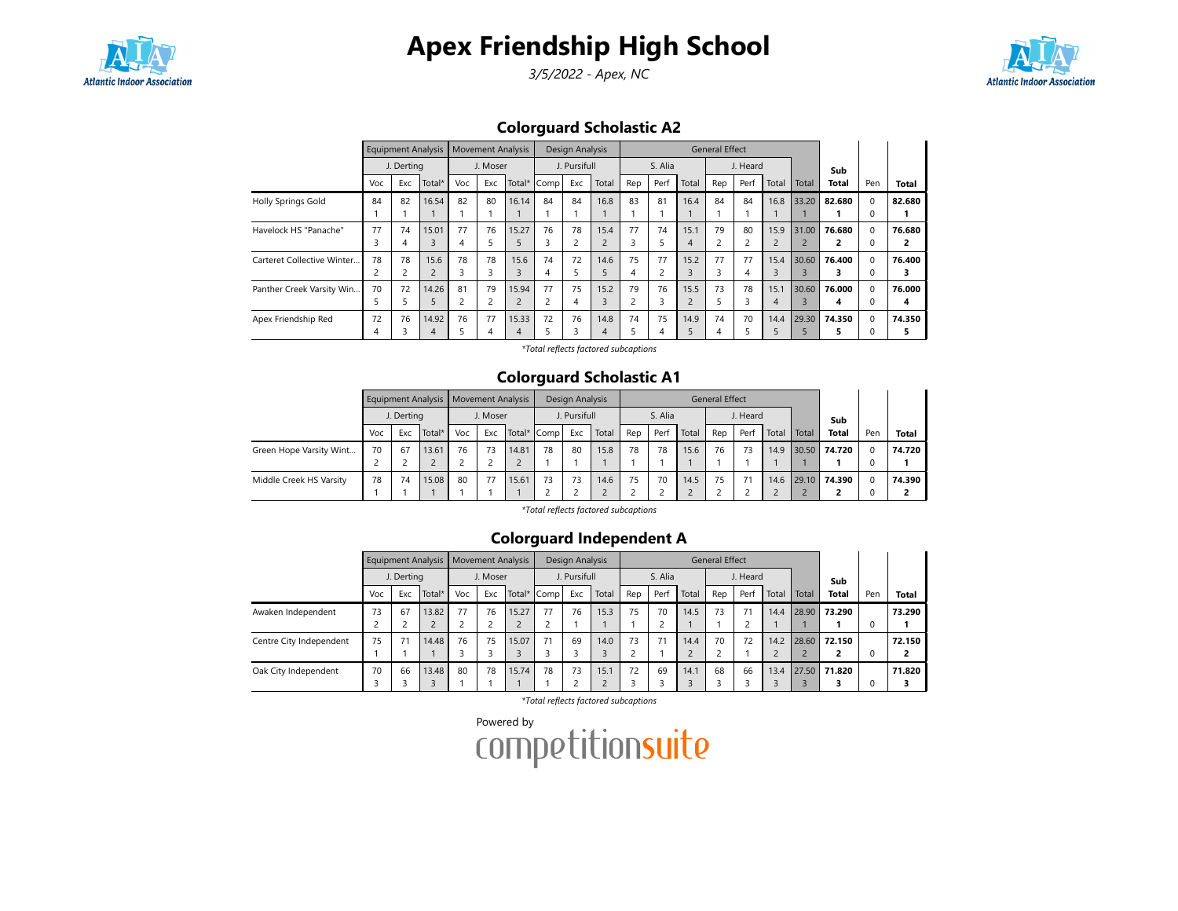# Apex Friendship High School

*3/5/2022 - Apex, NC*

## Colorguard Scholastic A2

| | Equipment Analysis | | | Movement Analysis | | | Design Analysis | | | General Effect | | | | | | | | |
|---|---|---|---|---|---|---|---|---|---|---|---|---|---|---|---|---|---|---|
| | J. Derting | | | J. Moser | | | J. Pursifull | | | S. Alia | | | J. Heard | | | | Sub | | |
| | Voc | Exc | Total* | Voc | Exc | Total* | Comp | Exc | Total | Rep | Perf | Total | Rep | Perf | Total | Total | Total | Pen | Total |
| Holly Springs Gold | 84<br>1 | 82<br>1 | 16.54<br>1 | 82<br>1 | 80<br>1 | 16.14<br>1 | 84<br>1 | 84<br>1 | 16.8<br>1 | 83<br>1 | 81<br>1 | 16.4<br>1 | 84<br>1 | 84<br>1 | 16.8<br>1 | 33.20<br>1 | **82.680**<br>**1** | 0<br>0 | **82.680**<br>**1** |
| Havelock HS "Panache" | 77<br>3 | 74<br>4 | 15.01<br>3 | 77<br>4 | 76<br>5 | 15.27<br>5 | 76<br>3 | 78<br>2 | 15.4<br>2 | 77<br>3 | 74<br>5 | 15.1<br>4 | 79<br>2 | 80<br>2 | 15.9<br>2 | 31.00<br>2 | **76.680**<br>**2** | 0<br>0 | **76.680**<br>**2** |
| Carteret Collective Winter... | 78<br>2 | 78<br>2 | 15.6<br>2 | 78<br>3 | 78<br>3 | 15.6<br>3 | 74<br>4 | 72<br>5 | 14.6<br>5 | 75<br>4 | 77<br>2 | 15.2<br>3 | 77<br>3 | 77<br>4 | 15.4<br>3 | 30.60<br>3 | **76.400**<br>**3** | 0<br>0 | **76.400**<br>**3** |
| Panther Creek Varsity Win... | 70<br>5 | 72<br>5 | 14.26<br>5 | 81<br>2 | 79<br>2 | 15.94<br>2 | 77<br>2 | 75<br>4 | 15.2<br>3 | 79<br>2 | 76<br>3 | 15.5<br>2 | 73<br>5 | 78<br>3 | 15.1<br>4 | 30.60<br>3 | **76.000**<br>**4** | 0<br>0 | **76.000**<br>**4** |
| Apex Friendship Red | 72<br>4 | 76<br>3 | 14.92<br>4 | 76<br>5 | 77<br>4 | 15.33<br>4 | 72<br>5 | 76<br>3 | 14.8<br>4 | 74<br>5 | 75<br>4 | 14.9<br>5 | 74<br>4 | 70<br>5 | 14.4<br>5 | 29.30<br>5 | **74.350**<br>**5** | 0<br>0 | **74.350**<br>**5** |

*\*Total reflects factored subcaptions*

## Colorguard Scholastic A1

| | Equipment Analysis | | | Movement Analysis | | | Design Analysis | | | General Effect | | | | | | | | |
|---|---|---|---|---|---|---|---|---|---|---|---|---|---|---|---|---|---|---|
| | J. Derting | | | J. Moser | | | J. Pursifull | | | S. Alia | | | J. Heard | | | | Sub | | |
| | Voc | Exc | Total* | Voc | Exc | Total* | Comp | Exc | Total | Rep | Perf | Total | Rep | Perf | Total | Total | Total | Pen | Total |
| Green Hope Varsity Wint... | 70<br>2 | 67<br>2 | 13.61<br>2 | 76<br>2 | 73<br>2 | 14.81<br>2 | 78<br>1 | 80<br>1 | 15.8<br>1 | 78<br>1 | 78<br>1 | 15.6<br>1 | 76<br>1 | 73<br>1 | 14.9<br>1 | 30.50<br>1 | **74.720**<br>**1** | 0<br>0 | **74.720**<br>**1** |
| Middle Creek HS Varsity | 78<br>1 | 74<br>1 | 15.08<br>1 | 80<br>1 | 77<br>1 | 15.61<br>1 | 73<br>2 | 73<br>2 | 14.6<br>2 | 75<br>2 | 70<br>2 | 14.5<br>2 | 75<br>2 | 71<br>2 | 14.6<br>2 | 29.10<br>2 | **74.390**<br>**2** | 0<br>0 | **74.390**<br>**2** |

*\*Total reflects factored subcaptions*

## Colorguard Independent A

| | Equipment Analysis | | | Movement Analysis | | | Design Analysis | | | General Effect | | | | | | | | |
|---|---|---|---|---|---|---|---|---|---|---|---|---|---|---|---|---|---|---|
| | J. Derting | | | J. Moser | | | J. Pursifull | | | S. Alia | | | J. Heard | | | | Sub | | |
| | Voc | Exc | Total* | Voc | Exc | Total* | Comp | Exc | Total | Rep | Perf | Total | Rep | Perf | Total | Total | Total | Pen | Total |
| Awaken Independent | 73<br>2 | 67<br>2 | 13.82<br>2 | 77<br>2 | 76<br>2 | 15.27<br>2 | 77<br>2 | 76<br>1 | 15.3<br>1 | 75<br>1 | 70<br>2 | 14.5<br>1 | 73<br>1 | 71<br>2 | 14.4<br>1 | 28.90<br>1 | **73.290**<br>**1** | 0 | **73.290**<br>**1** |
| Centre City Independent | 75<br>1 | 71<br>1 | 14.48<br>1 | 76<br>3 | 75<br>3 | 15.07<br>3 | 71<br>3 | 69<br>3 | 14.0<br>3 | 73<br>2 | 71<br>1 | 14.4<br>2 | 70<br>2 | 72<br>1 | 14.2<br>2 | 28.60<br>2 | **72.150**<br>**2** | 0 | **72.150**<br>**2** |
| Oak City Independent | 70<br>3 | 66<br>3 | 13.48<br>3 | 80<br>1 | 78<br>1 | 15.74<br>1 | 78<br>1 | 73<br>2 | 15.1<br>2 | 72<br>3 | 69<br>3 | 14.1<br>3 | 68<br>3 | 66<br>3 | 13.4<br>3 | 27.50<br>3 | **71.820**<br>**3** | 0 | **71.820**<br>**3** |

*\*Total reflects factored subcaptions*

Powered by competitionsuite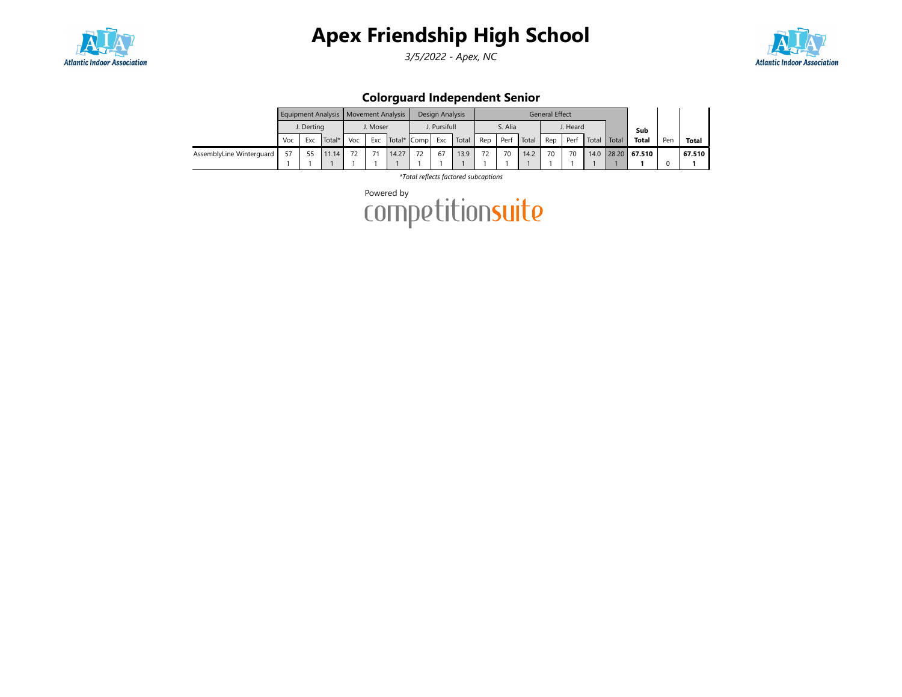# Apex Friendship High School

*3/5/2022 - Apex, NC*

## Colorguard Independent Senior

| | Equipment Analysis | | | Movement Analysis | | | Design Analysis | | | General Effect | | | | | | | | | |
|---|---|---|---|---|---|---|---|---|---|---|---|---|---|---|---|---|---|---|---|
| | J. Derting | | | J. Moser | | | J. Pursifull | | | S. Alia | | | J. Heard | | | | Sub | | |
| | Voc | Exc | Total* | Voc | Exc | Total* | Comp | Exc | Total | Rep | Perf | Total | Rep | Perf | Total | Total | Total | Pen | Total |
| AssemblyLine Winterguard | 57<br>1 | 55<br>1 | 11.14<br>1 | 72<br>1 | 71<br>1 | 14.27<br>1 | 72<br>1 | 67<br>1 | 13.9<br>1 | 72<br>1 | 70<br>1 | 14.2<br>1 | 70<br>1 | 70<br>1 | 14.0<br>1 | 28.20<br>1 | **67.510**<br>**1** | 0 | **67.510**<br>**1** |

*\*Total reflects factored subcaptions*

Powered by competitionsuite